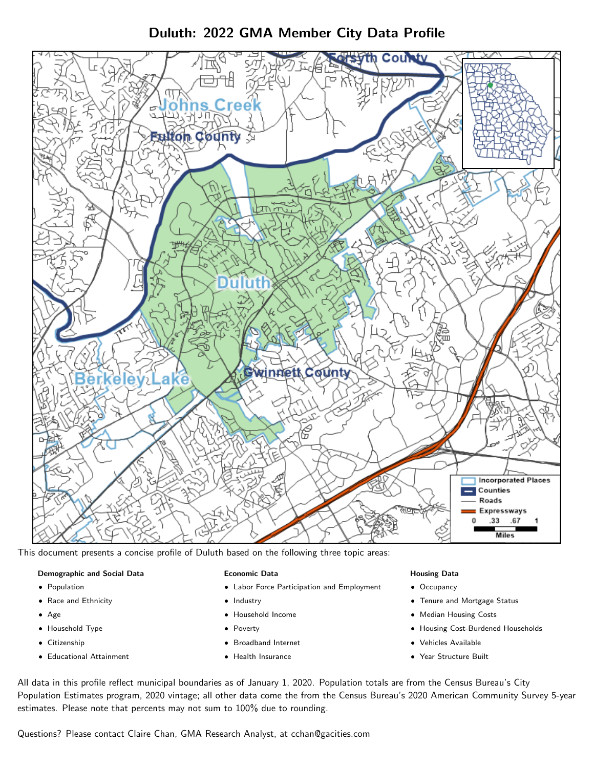# Duluth: 2022 GMA Member City Data Profile

This document presents a concise profile of Duluth based on the following three topic areas:

**Demographic and Social Data**

- Population
- Race and Ethnicity
- Age
- Household Type
- Citizenship
- Educational Attainment

**Economic Data**

- Labor Force Participation and Employment
- Industry
- Household Income
- Poverty
- Broadband Internet
- Health Insurance

**Housing Data**

- Occupancy
- Tenure and Mortgage Status
- Median Housing Costs
- Housing Cost-Burdened Households
- Vehicles Available
- Year Structure Built

All data in this profile reflect municipal boundaries as of January 1, 2020. Population totals are from the Census Bureau's City Population Estimates program, 2020 vintage; all other data come the from the Census Bureau's 2020 American Community Survey 5-year estimates. Please note that percents may not sum to 100% due to rounding.

Questions? Please contact Claire Chan, GMA Research Analyst, at cchan@gacities.com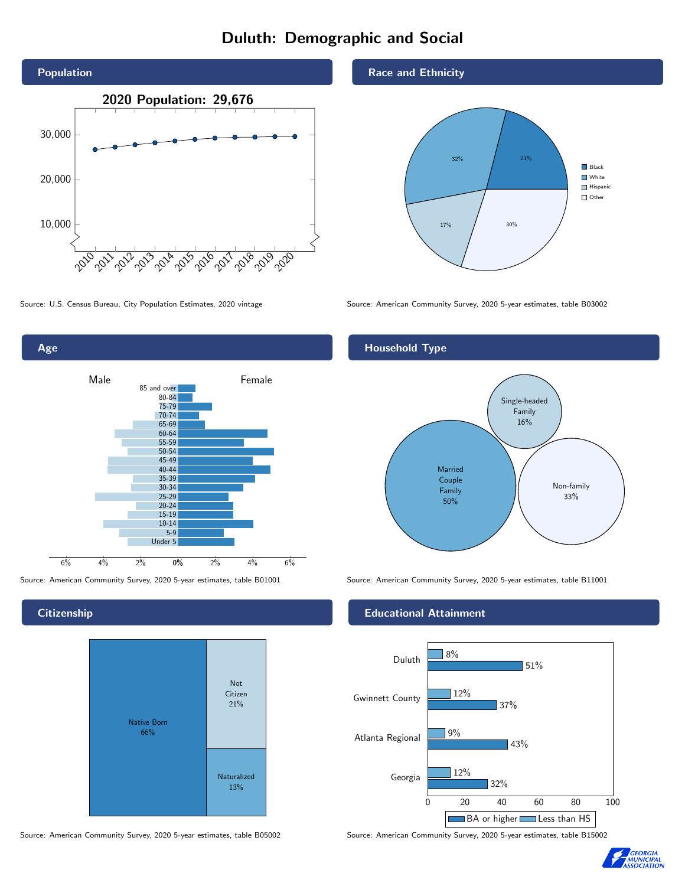# Duluth: Demographic and Social

## Population

2020 Population: 29,676

Source: U.S. Census Bureau, City Population Estimates, 2020 vintage

## Race and Ethnicity

| Race/Ethnicity | Percent |
|---|---|
| Black | 21% |
| White | 30% |
| Hispanic | 17% |
| Other | 32% |

Source: American Community Survey, 2020 5-year estimates, table B03002

## Age

Male / Female

Age groups: 85 and over, 80-84, 75-79, 70-74, 65-69, 60-64, 55-59, 50-54, 45-49, 40-44, 35-39, 30-34, 25-29, 20-24, 15-19, 10-14, 5-9, Under 5

Source: American Community Survey, 2020 5-year estimates, table B01001

## Household Type

| Household Type | Percent |
|---|---|
| Married Couple Family | 50% |
| Single-headed Family | 16% |
| Non-family | 33% |

Source: American Community Survey, 2020 5-year estimates, table B11001

## Citizenship

| Citizenship | Percent |
|---|---|
| Native Born | 66% |
| Not Citizen | 21% |
| Naturalized | 13% |

Source: American Community Survey, 2020 5-year estimates, table B05002

## Educational Attainment

| Area | Less than HS | BA or higher |
|---|---|---|
| Duluth | 8% | 51% |
| Gwinnett County | 12% | 37% |
| Atlanta Regional | 9% | 43% |
| Georgia | 12% | 32% |

Source: American Community Survey, 2020 5-year estimates, table B15002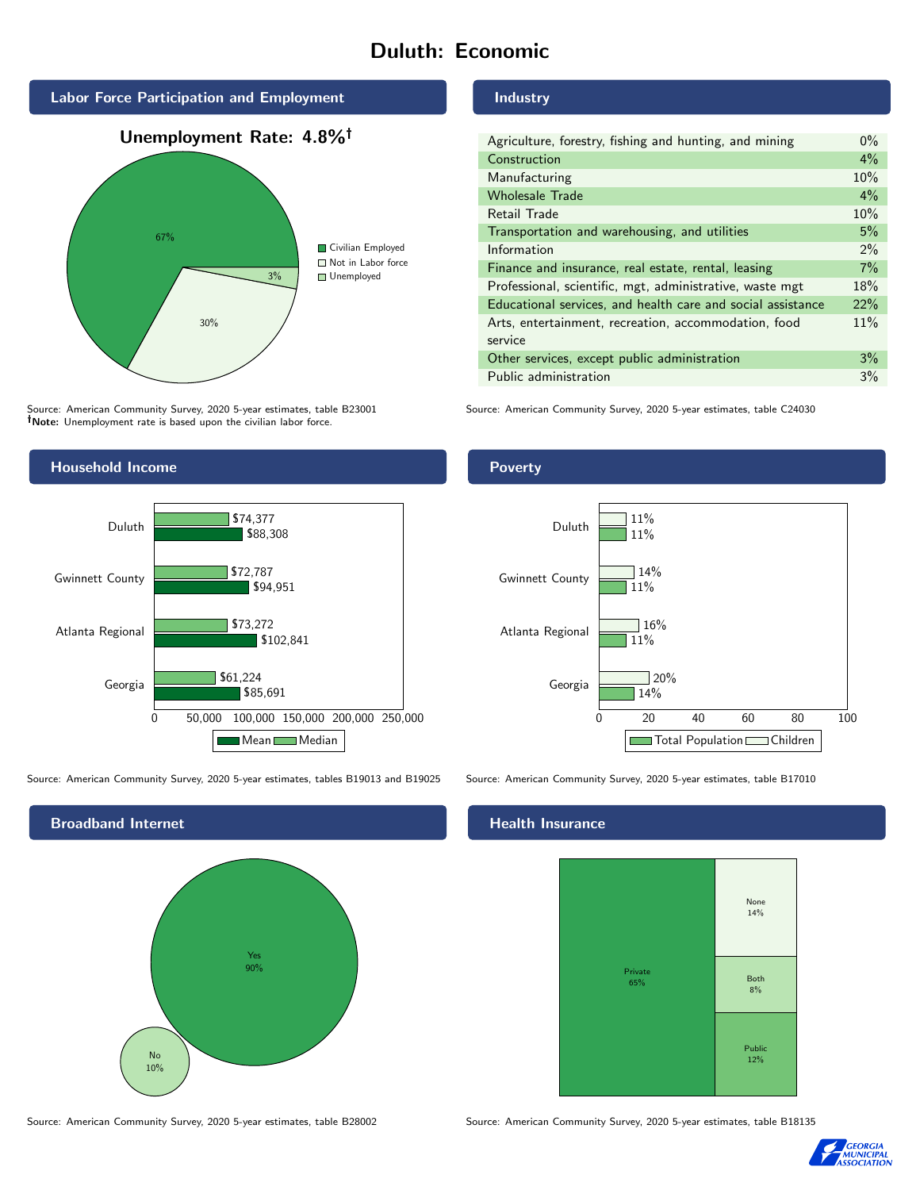# Duluth: Economic

## Labor Force Participation and Employment

**Unemployment Rate: 4.8%†**

| Category | Percent |
|---|---|
| Civilian Employed | 67% |
| Not in Labor force | 30% |
| Unemployed | 3% |

Source: American Community Survey, 2020 5-year estimates, table B23001
**†Note:** Unemployment rate is based upon the civilian labor force.

## Industry

| Industry | Percent |
|---|---|
| Agriculture, forestry, fishing and hunting, and mining | 0% |
| Construction | 4% |
| Manufacturing | 10% |
| Wholesale Trade | 4% |
| Retail Trade | 10% |
| Transportation and warehousing, and utilities | 5% |
| Information | 2% |
| Finance and insurance, real estate, rental, leasing | 7% |
| Professional, scientific, mgt, administrative, waste mgt | 18% |
| Educational services, and health care and social assistance | 22% |
| Arts, entertainment, recreation, accommodation, food service | 11% |
| Other services, except public administration | 3% |
| Public administration | 3% |

Source: American Community Survey, 2020 5-year estimates, table C24030

## Household Income

| Area | Median | Mean |
|---|---|---|
| Duluth | $74,377 | $88,308 |
| Gwinnett County | $72,787 | $94,951 |
| Atlanta Regional | $73,272 | $102,841 |
| Georgia | $61,224 | $85,691 |

Source: American Community Survey, 2020 5-year estimates, tables B19013 and B19025

## Poverty

| Area | Children | Total Population |
|---|---|---|
| Duluth | 11% | 11% |
| Gwinnett County | 14% | 11% |
| Atlanta Regional | 16% | 11% |
| Georgia | 20% | 14% |

Source: American Community Survey, 2020 5-year estimates, table B17010

## Broadband Internet

| Response | Percent |
|---|---|
| Yes | 90% |
| No | 10% |

Source: American Community Survey, 2020 5-year estimates, table B28002

## Health Insurance

| Type | Percent |
|---|---|
| Private | 65% |
| None | 14% |
| Both | 8% |
| Public | 12% |

Source: American Community Survey, 2020 5-year estimates, table B18135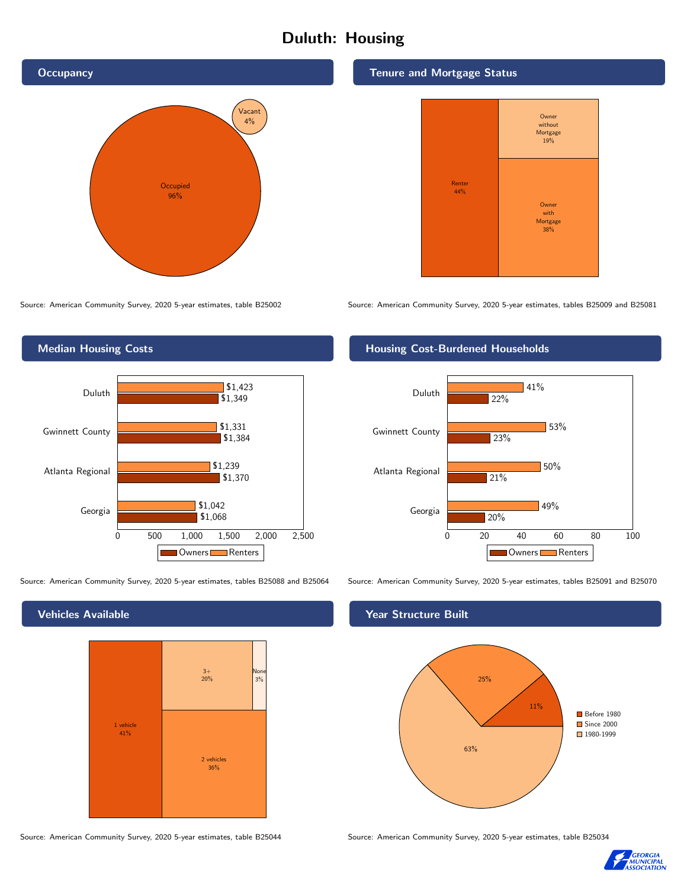# Duluth: Housing

## Occupancy

Occupied
96%

Vacant
4%

Source: American Community Survey, 2020 5-year estimates, table B25002

## Tenure and Mortgage Status

Renter
44%

Owner without Mortgage
19%

Owner with Mortgage
38%

Source: American Community Survey, 2020 5-year estimates, tables B25009 and B25081

## Median Housing Costs

Duluth
$1,423
$1,349

Gwinnett County
$1,331
$1,384

Atlanta Regional
$1,239
$1,370

Georgia
$1,042
$1,068

0 500 1,000 1,500 2,000 2,500

Owners Renters

Source: American Community Survey, 2020 5-year estimates, tables B25088 and B25064

## Housing Cost-Burdened Households

Duluth
41%
22%

Gwinnett County
53%
23%

Atlanta Regional
50%
21%

Georgia
49%
20%

0 20 40 60 80 100

Owners Renters

Source: American Community Survey, 2020 5-year estimates, tables B25091 and B25070

## Vehicles Available

1 vehicle
41%

3+
20%

None
3%

2 vehicles
36%

Source: American Community Survey, 2020 5-year estimates, table B25044

## Year Structure Built

25%

11%

63%

Before 1980
Since 2000
1980-1999

Source: American Community Survey, 2020 5-year estimates, table B25034